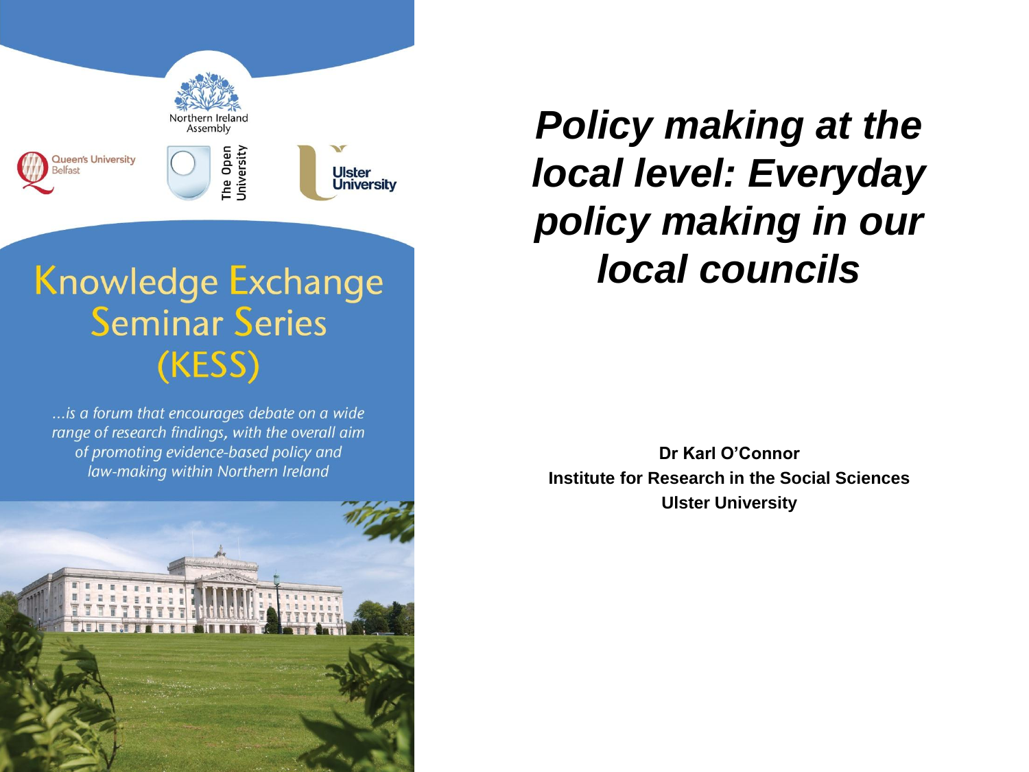Northern Ireland Assembly

Queen's University Belfast

The Open University

Ulster University

# Knowledge Exchange Seminar Series (KESS)

*...is a forum that encourages debate on a wide range of research findings, with the overall aim of promoting evidence-based policy and law-making within Northern Ireland*

# *Policy making at the local level: Everyday policy making in our local councils*

**Dr Karl O'Connor**
**Institute for Research in the Social Sciences**
**Ulster University**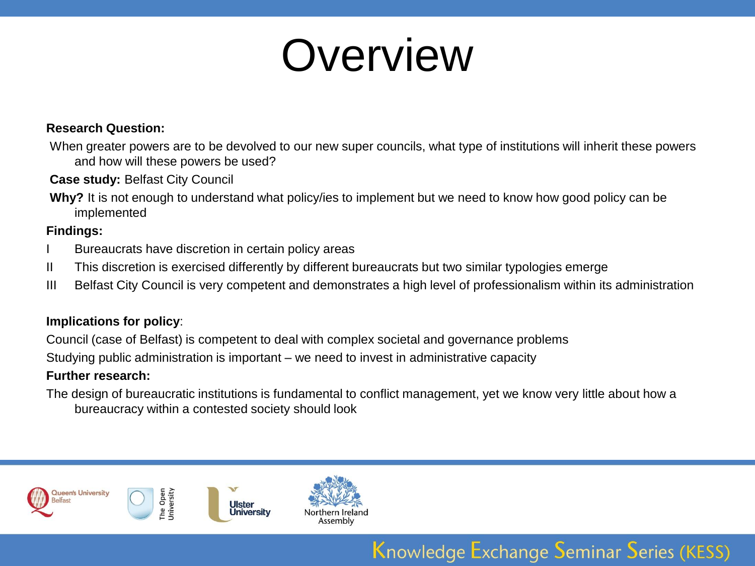# Overview

**Research Question:**

When greater powers are to be devolved to our new super councils, what type of institutions will inherit these powers and how will these powers be used?

**Case study:** Belfast City Council

**Why?** It is not enough to understand what policy/ies to implement but we need to know how good policy can be implemented

**Findings:**

I Bureaucrats have discretion in certain policy areas

II This discretion is exercised differently by different bureaucrats but two similar typologies emerge

III Belfast City Council is very competent and demonstrates a high level of professionalism within its administration

**Implications for policy**:

Council (case of Belfast) is competent to deal with complex societal and governance problems

Studying public administration is important – we need to invest in administrative capacity

**Further research:**

The design of bureaucratic institutions is fundamental to conflict management, yet we know very little about how a bureaucracy within a contested society should look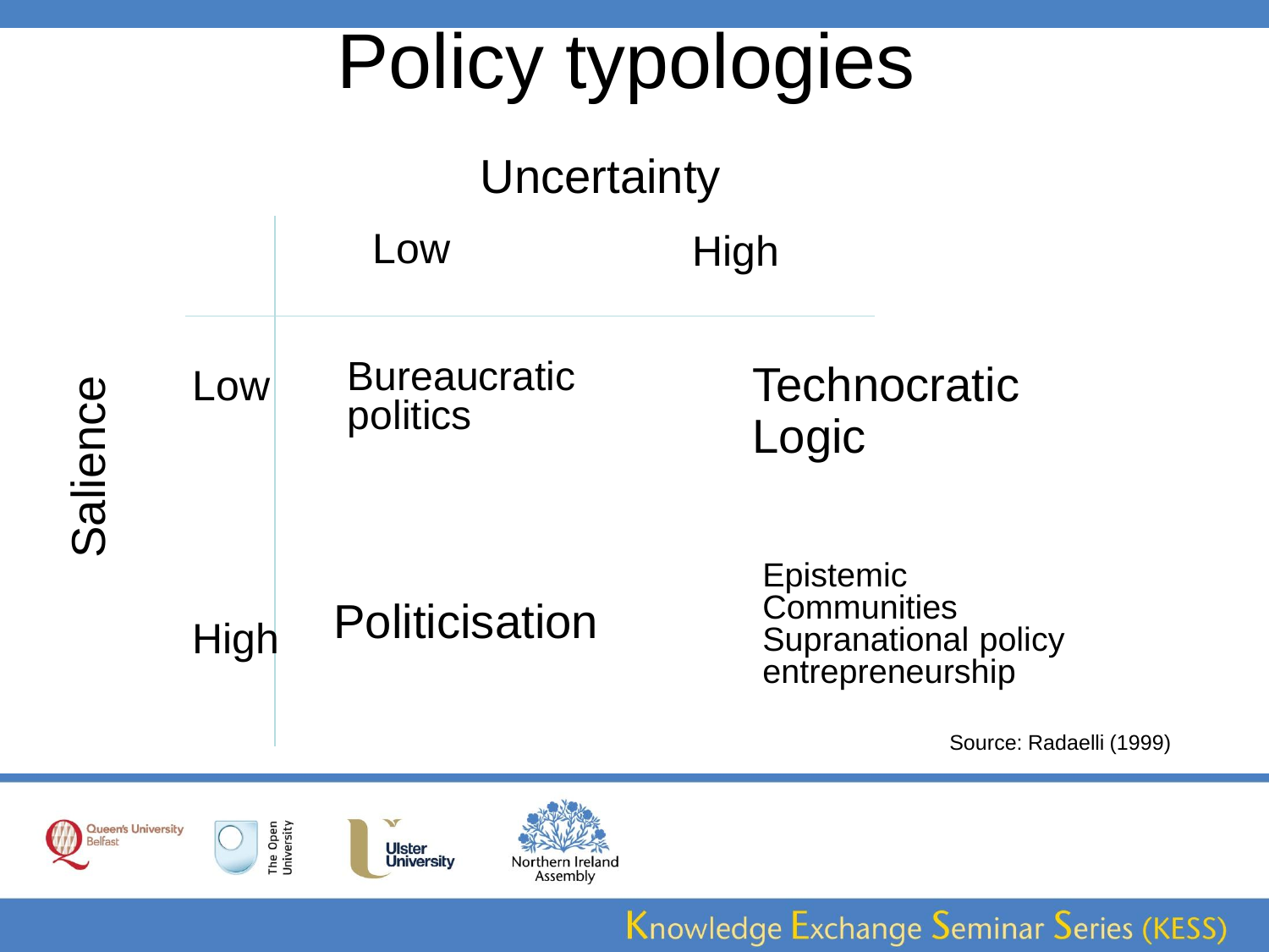# Policy typologies

| Salience \ Uncertainty | Low | High |
|---|---|---|
| Low | Bureaucratic politics | Technocratic Logic |
| High | Politicisation | Epistemic Communities Supranational policy entrepreneurship |

Source: Radaelli (1999)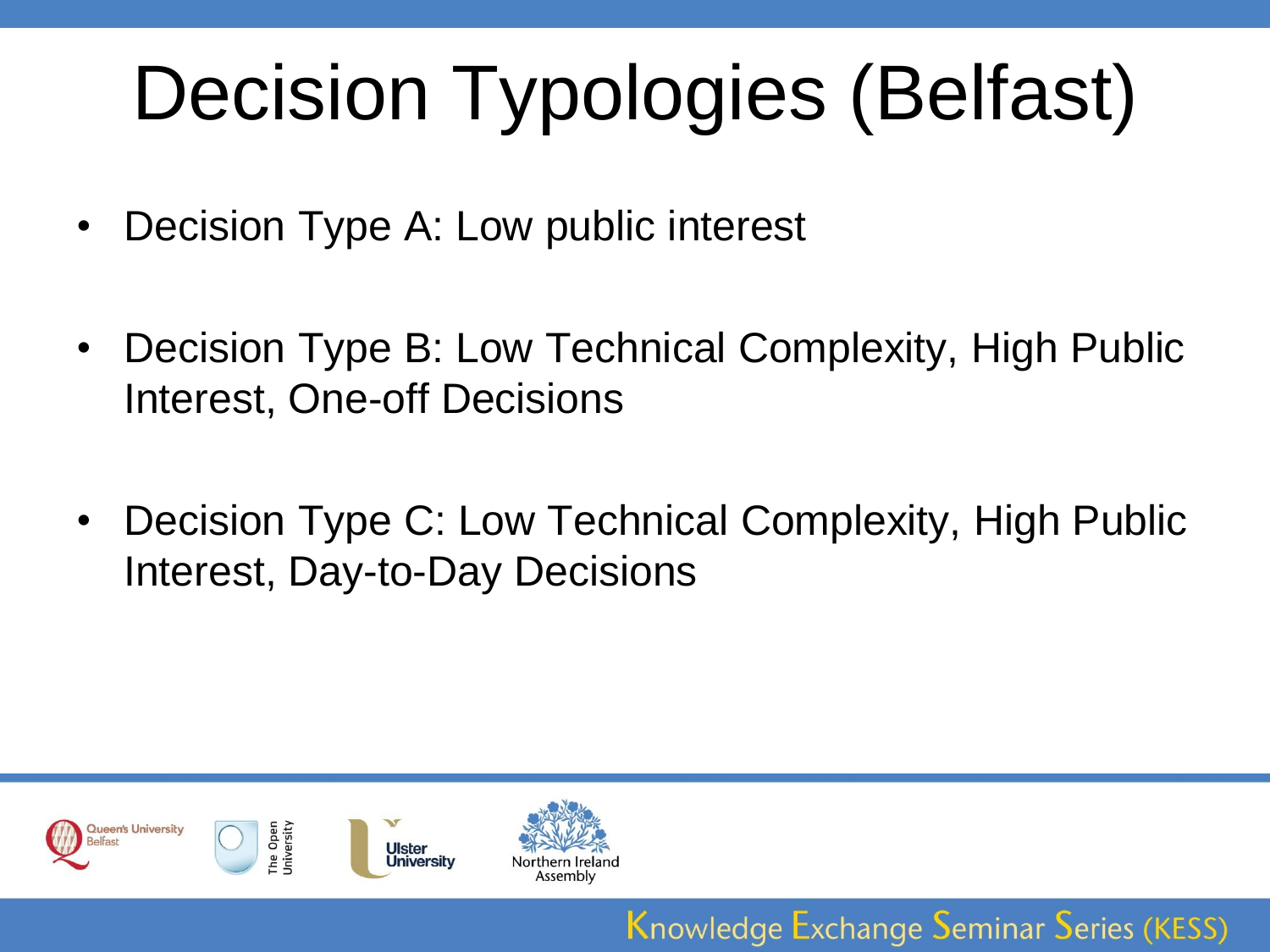# Decision Typologies (Belfast)

- Decision Type A: Low public interest
- Decision Type B: Low Technical Complexity, High Public Interest, One-off Decisions
- Decision Type C: Low Technical Complexity, High Public Interest, Day-to-Day Decisions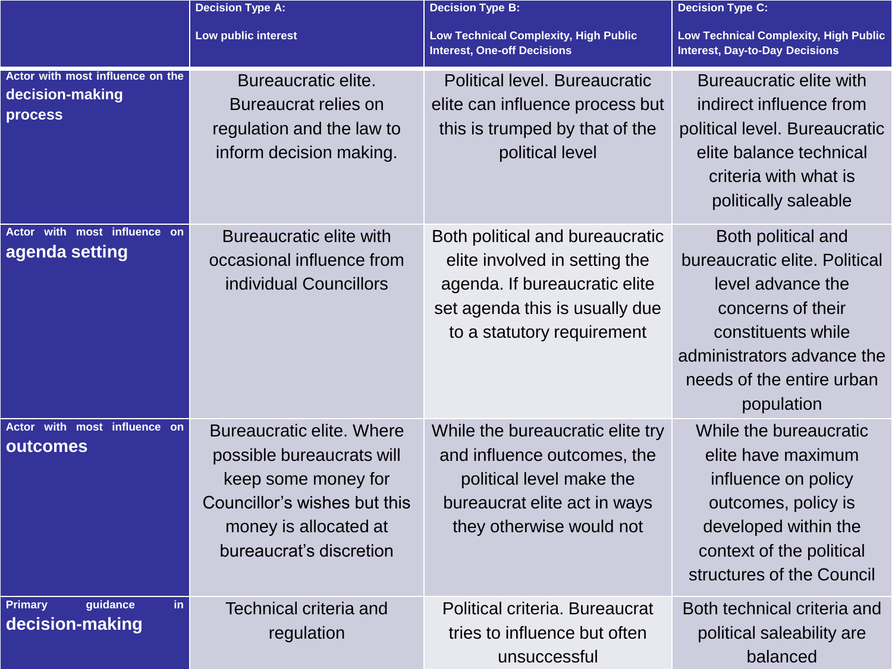| | Decision Type A: Low public interest | Decision Type B: Low Technical Complexity, High Public Interest, One-off Decisions | Decision Type C: Low Technical Complexity, High Public Interest, Day-to-Day Decisions |
|---|---|---|---|
| Actor with most influence on the **decision-making process** | Bureaucratic elite. Bureaucrat relies on regulation and the law to inform decision making. | Political level. Bureaucratic elite can influence process but this is trumped by that of the political level | Bureaucratic elite with indirect influence from political level. Bureaucratic elite balance technical criteria with what is politically saleable |
| Actor with most influence on **agenda setting** | Bureaucratic elite with occasional influence from individual Councillors | Both political and bureaucratic elite involved in setting the agenda. If bureaucratic elite set agenda this is usually due to a statutory requirement | Both political and bureaucratic elite. Political level advance the concerns of their constituents while administrators advance the needs of the entire urban population |
| Actor with most influence on **outcomes** | Bureaucratic elite. Where possible bureaucrats will keep some money for Councillor's wishes but this money is allocated at bureaucrat's discretion | While the bureaucratic elite try and influence outcomes, the political level make the bureaucrat elite act in ways they otherwise would not | While the bureaucratic elite have maximum influence on policy outcomes, policy is developed within the context of the political structures of the Council |
| Primary guidance in **decision-making** | Technical criteria and regulation | Political criteria. Bureaucrat tries to influence but often unsuccessful | Both technical criteria and political saleability are balanced |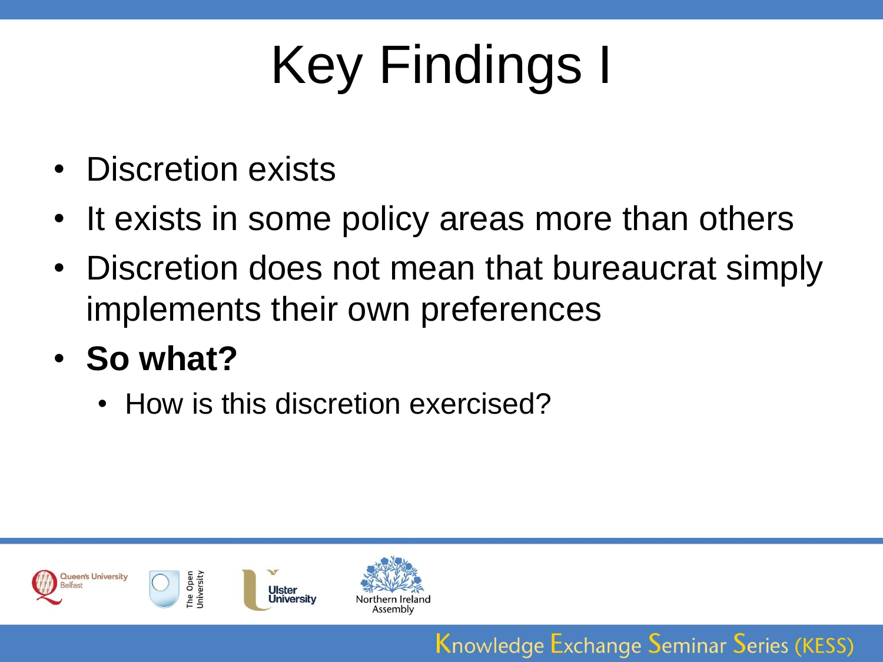# Key Findings I

- Discretion exists
- It exists in some policy areas more than others
- Discretion does not mean that bureaucrat simply implements their own preferences
- **So what?**
  - How is this discretion exercised?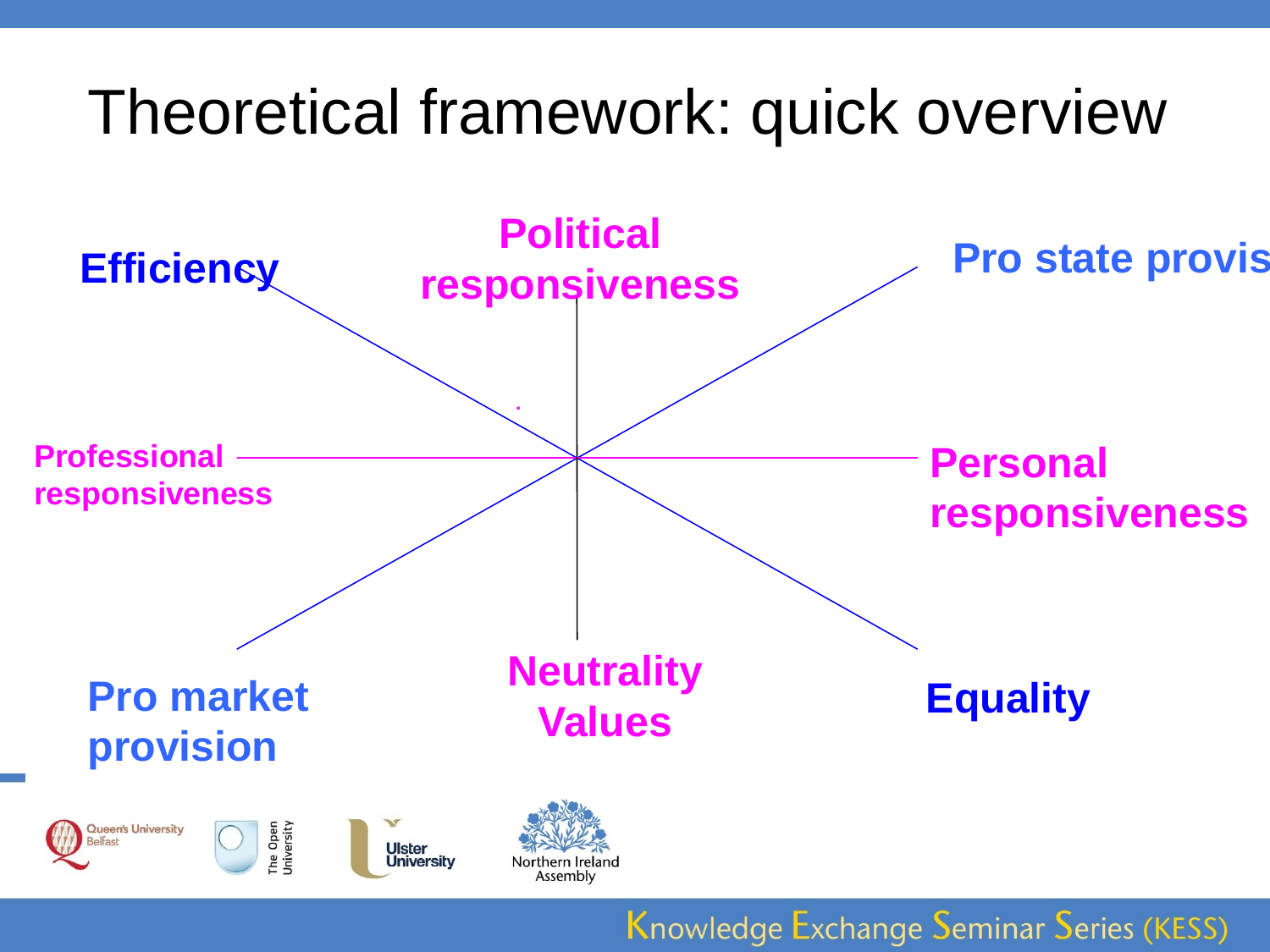# Theoretical framework: quick overview

Efficiency

Political responsiveness

Pro state provis

Professional responsiveness

Personal responsiveness

Pro market provision

Neutrality Values

Equality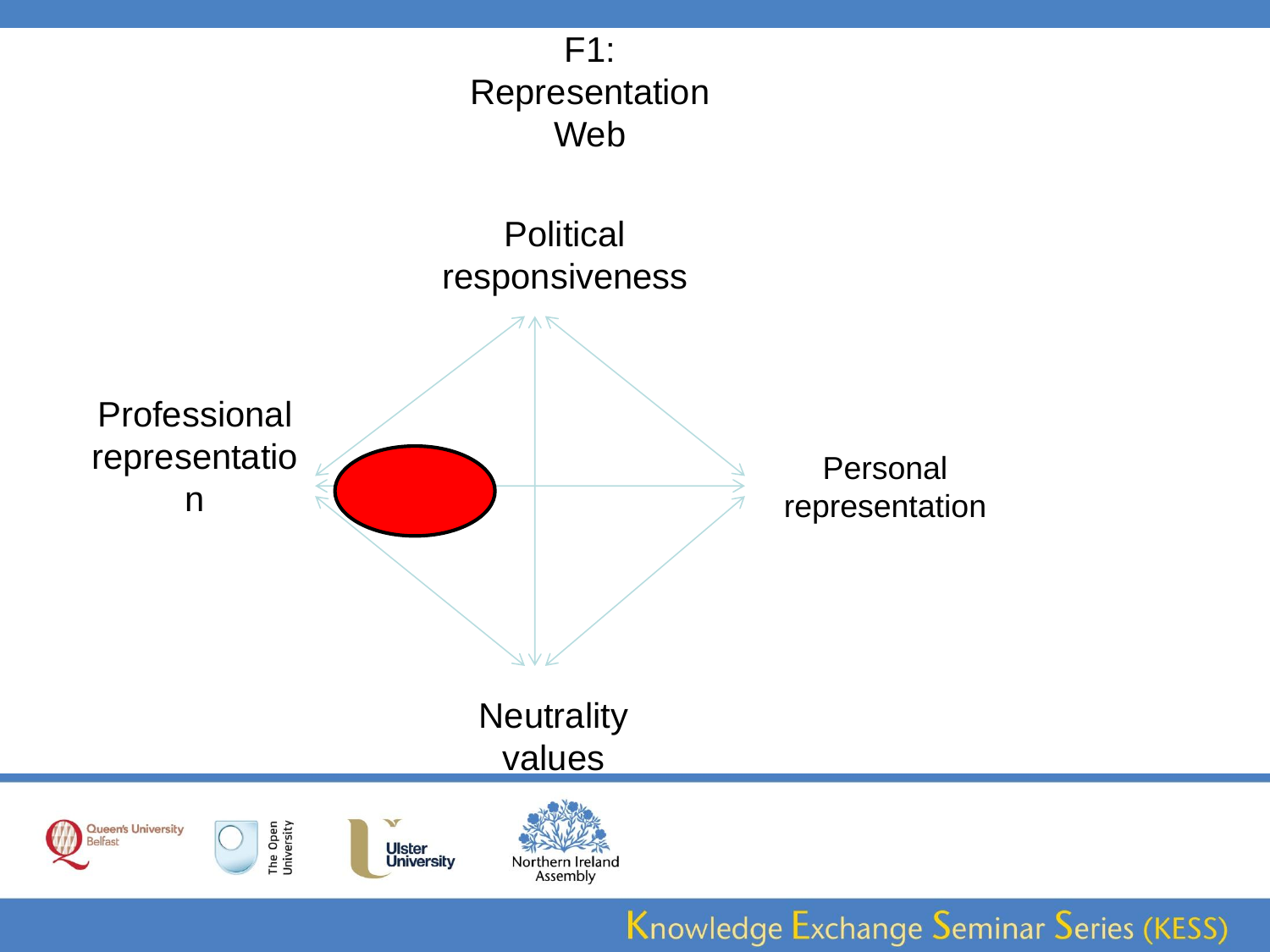# F1: Representation Web

Political responsiveness

Professional representation

Personal representation

Neutrality values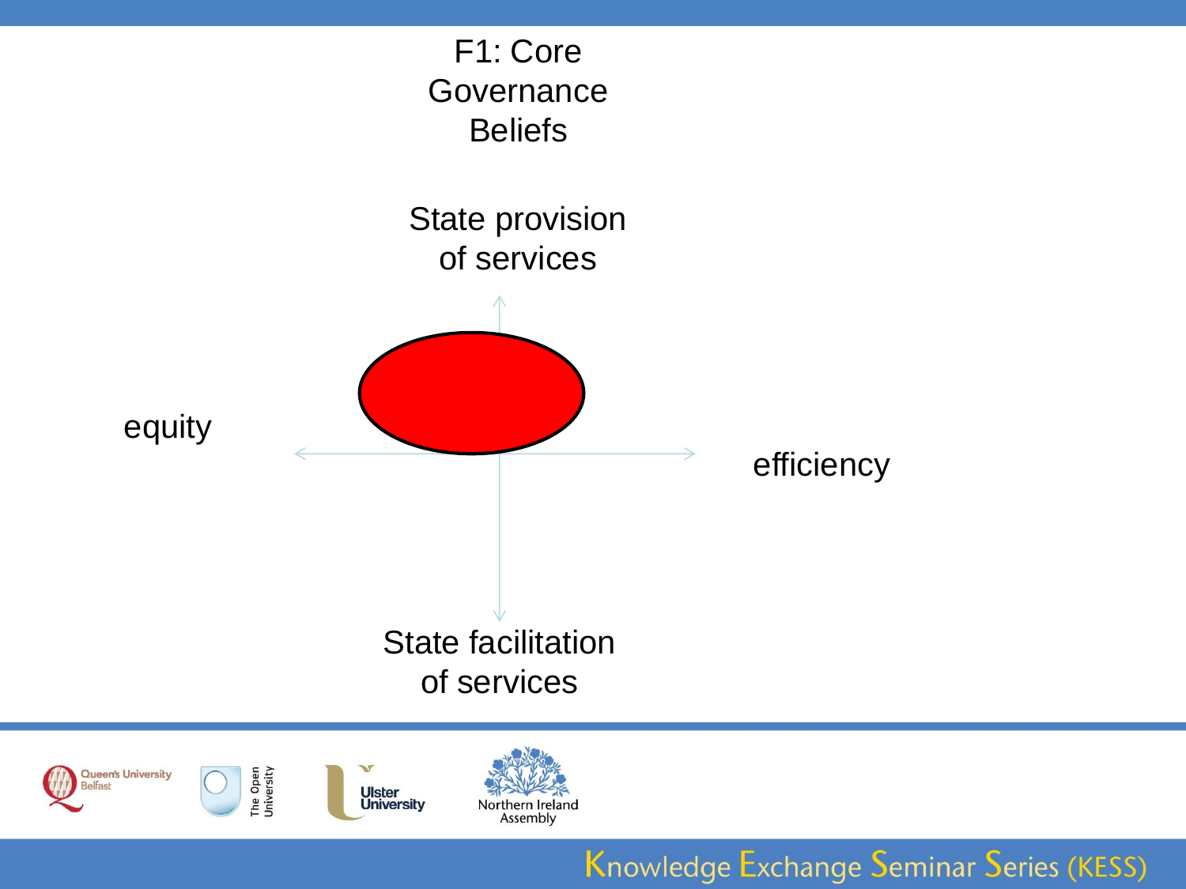# F1: Core Governance Beliefs

State provision of services

equity

efficiency

State facilitation of services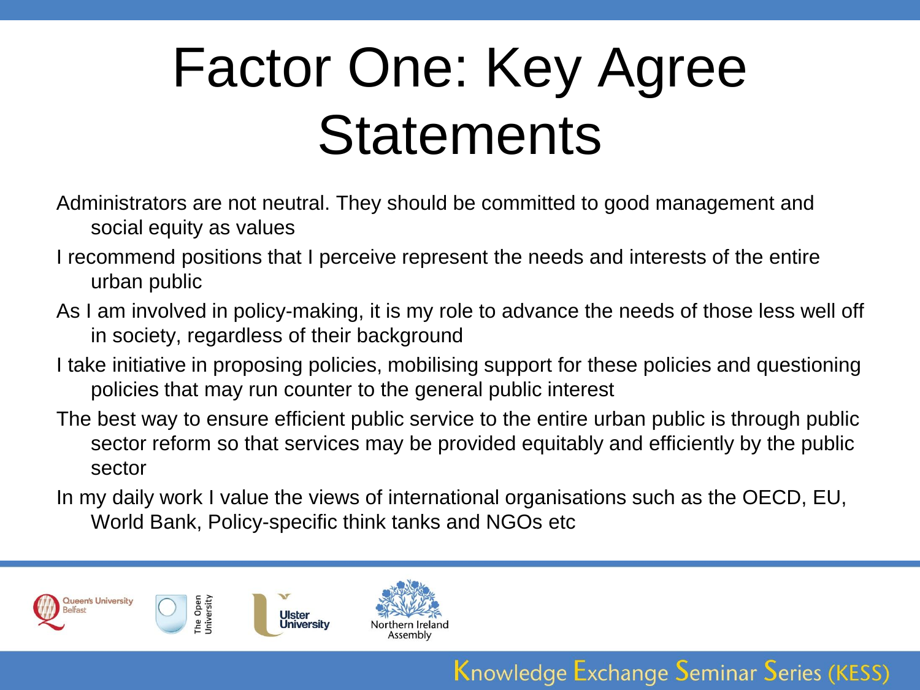# Factor One: Key Agree Statements

- Administrators are not neutral. They should be committed to good management and social equity as values
- I recommend positions that I perceive represent the needs and interests of the entire urban public
- As I am involved in policy-making, it is my role to advance the needs of those less well off in society, regardless of their background
- I take initiative in proposing policies, mobilising support for these policies and questioning policies that may run counter to the general public interest
- The best way to ensure efficient public service to the entire urban public is through public sector reform so that services may be provided equitably and efficiently by the public sector
- In my daily work I value the views of international organisations such as the OECD, EU, World Bank, Policy-specific think tanks and NGOs etc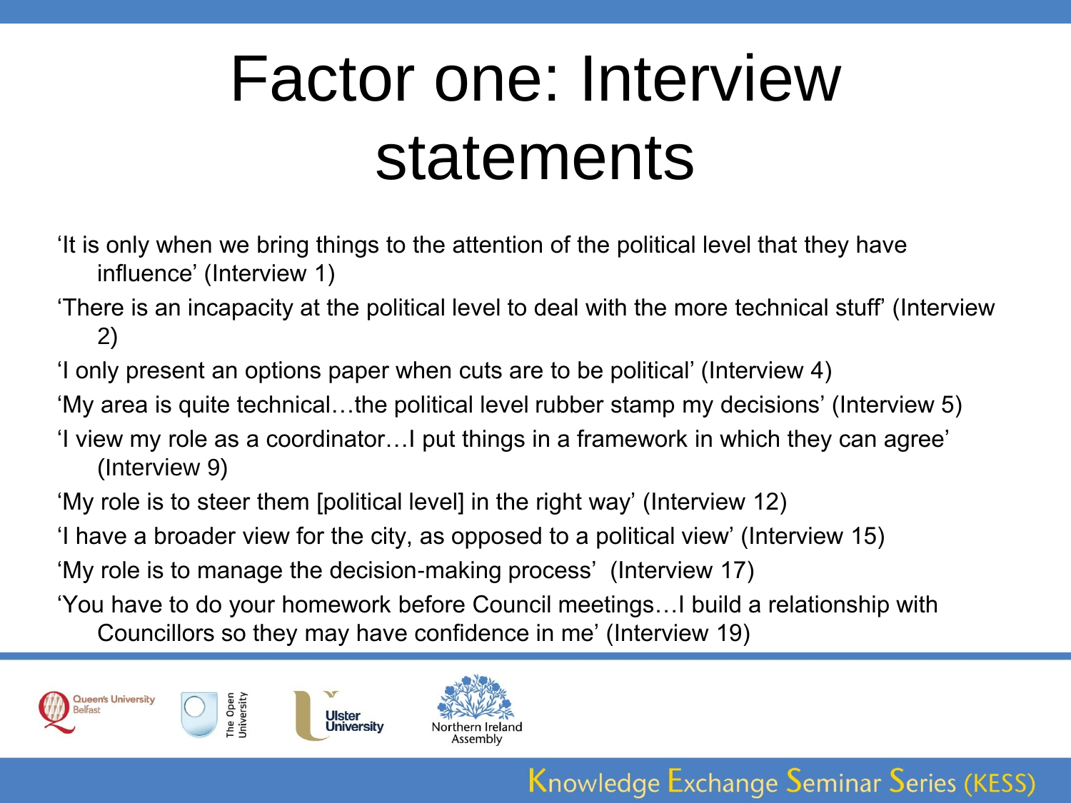# Factor one: Interview statements

'It is only when we bring things to the attention of the political level that they have influence' (Interview 1)

'There is an incapacity at the political level to deal with the more technical stuff' (Interview 2)

'I only present an options paper when cuts are to be political' (Interview 4)

'My area is quite technical…the political level rubber stamp my decisions' (Interview 5)

'I view my role as a coordinator…I put things in a framework in which they can agree' (Interview 9)

'My role is to steer them [political level] in the right way' (Interview 12)

'I have a broader view for the city, as opposed to a political view' (Interview 15)

'My role is to manage the decision-making process' (Interview 17)

'You have to do your homework before Council meetings…I build a relationship with Councillors so they may have confidence in me' (Interview 19)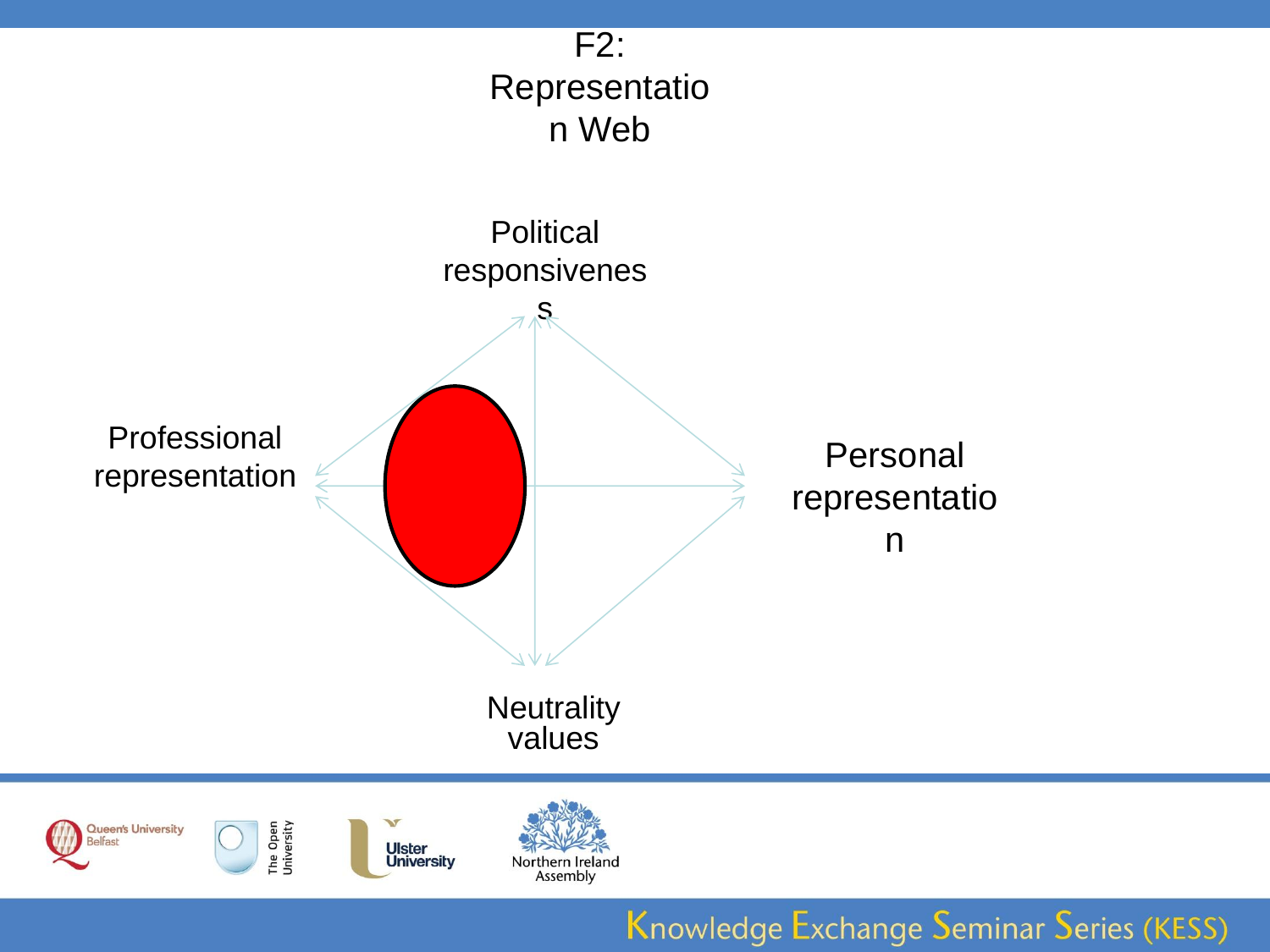# F2: Representation Web

Political responsiveness

Professional representation

Personal representation

Neutrality values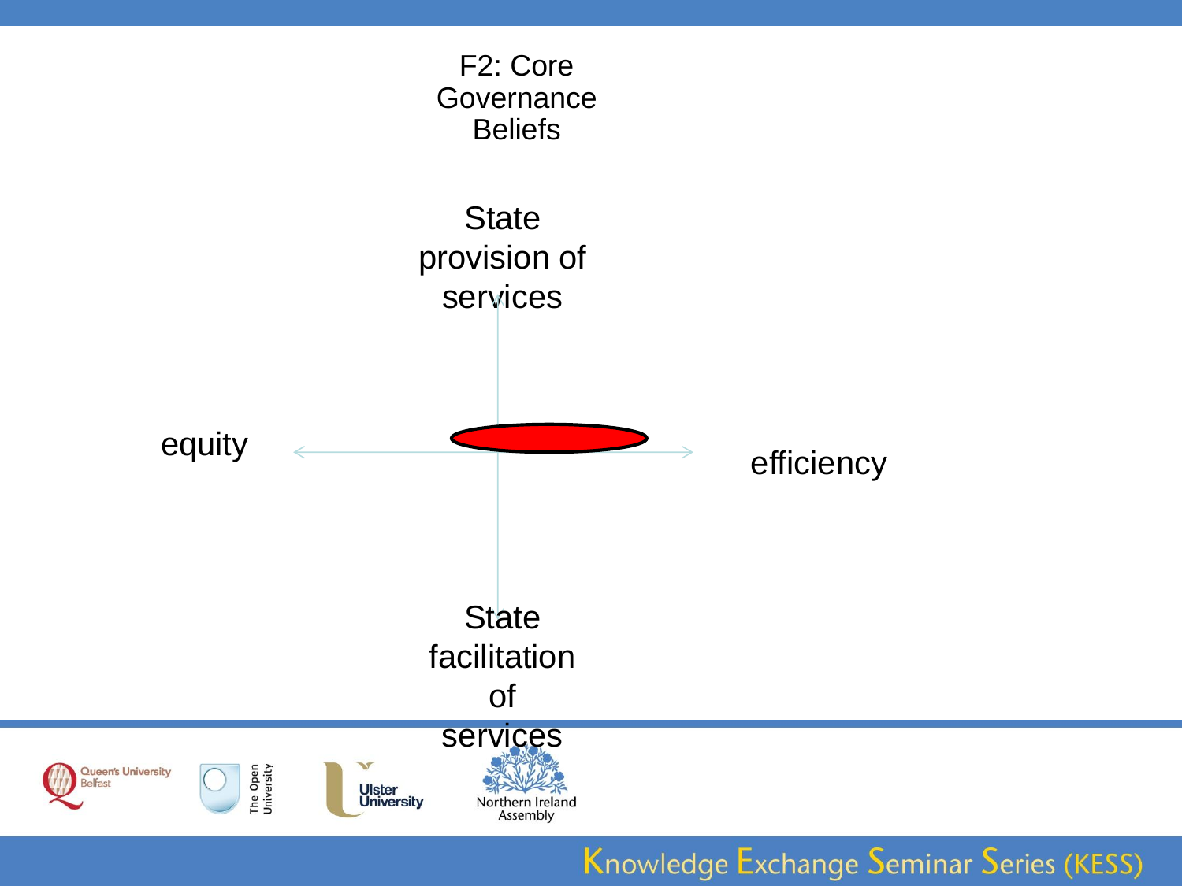# F2: Core Governance Beliefs

State provision of services

equity

efficiency

State facilitation of services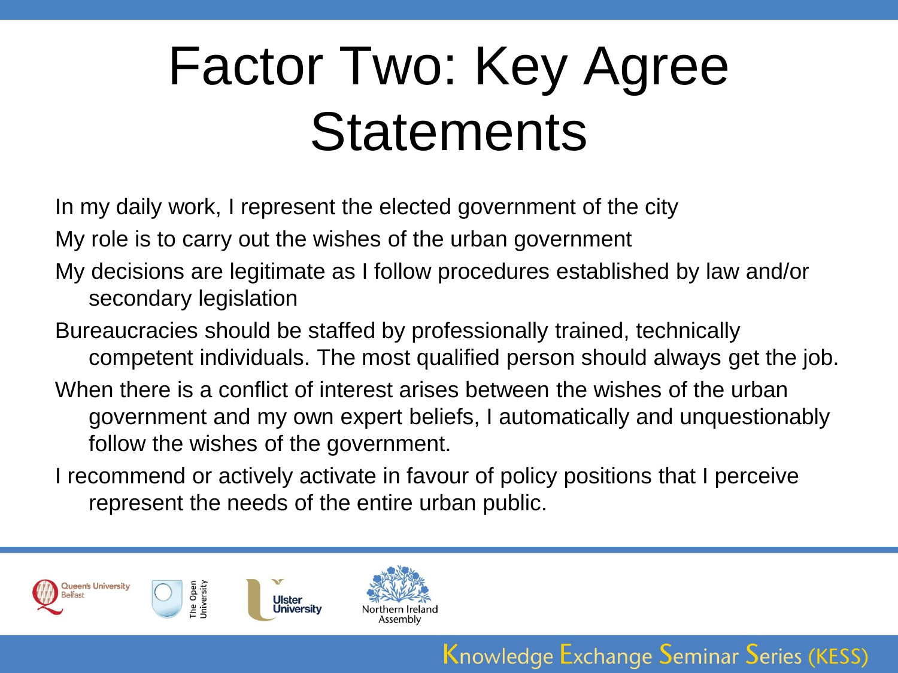# Factor Two: Key Agree Statements

- In my daily work, I represent the elected government of the city
- My role is to carry out the wishes of the urban government
- My decisions are legitimate as I follow procedures established by law and/or secondary legislation
- Bureaucracies should be staffed by professionally trained, technically competent individuals. The most qualified person should always get the job.
- When there is a conflict of interest arises between the wishes of the urban government and my own expert beliefs, I automatically and unquestionably follow the wishes of the government.
- I recommend or actively activate in favour of policy positions that I perceive represent the needs of the entire urban public.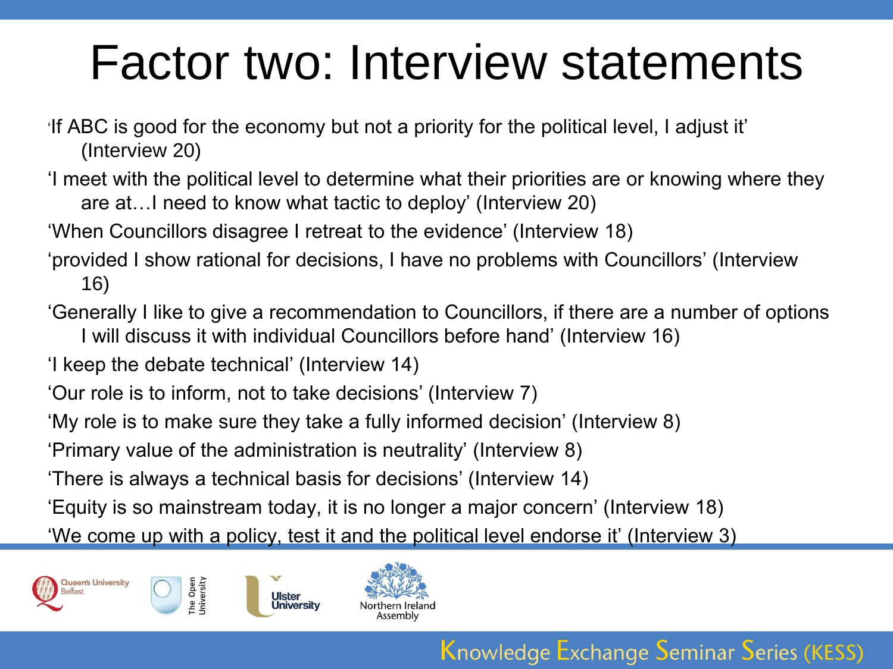# Factor two: Interview statements

'If ABC is good for the economy but not a priority for the political level, I adjust it' (Interview 20)

'I meet with the political level to determine what their priorities are or knowing where they are at…I need to know what tactic to deploy' (Interview 20)

'When Councillors disagree I retreat to the evidence' (Interview 18)

'provided I show rational for decisions, I have no problems with Councillors' (Interview 16)

'Generally I like to give a recommendation to Councillors, if there are a number of options I will discuss it with individual Councillors before hand' (Interview 16)

'I keep the debate technical' (Interview 14)

'Our role is to inform, not to take decisions' (Interview 7)

'My role is to make sure they take a fully informed decision' (Interview 8)

'Primary value of the administration is neutrality' (Interview 8)

'There is always a technical basis for decisions' (Interview 14)

'Equity is so mainstream today, it is no longer a major concern' (Interview 18)

'We come up with a policy, test it and the political level endorse it' (Interview 3)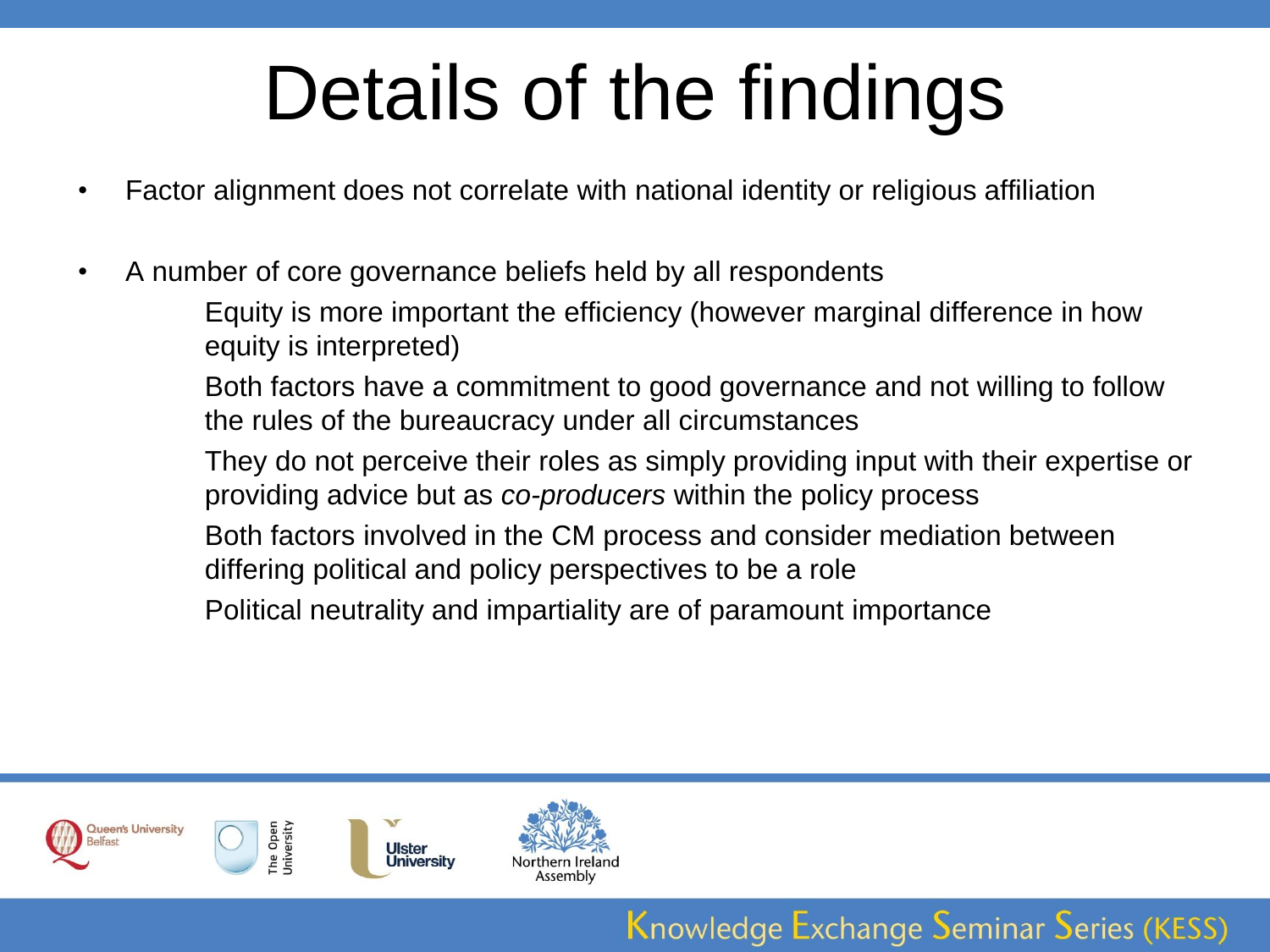# Details of the findings

- Factor alignment does not correlate with national identity or religious affiliation
- A number of core governance beliefs held by all respondents
  - Equity is more important the efficiency (however marginal difference in how equity is interpreted)
  - Both factors have a commitment to good governance and not willing to follow the rules of the bureaucracy under all circumstances
  - They do not perceive their roles as simply providing input with their expertise or providing advice but as *co-producers* within the policy process
  - Both factors involved in the CM process and consider mediation between differing political and policy perspectives to be a role
  - Political neutrality and impartiality are of paramount importance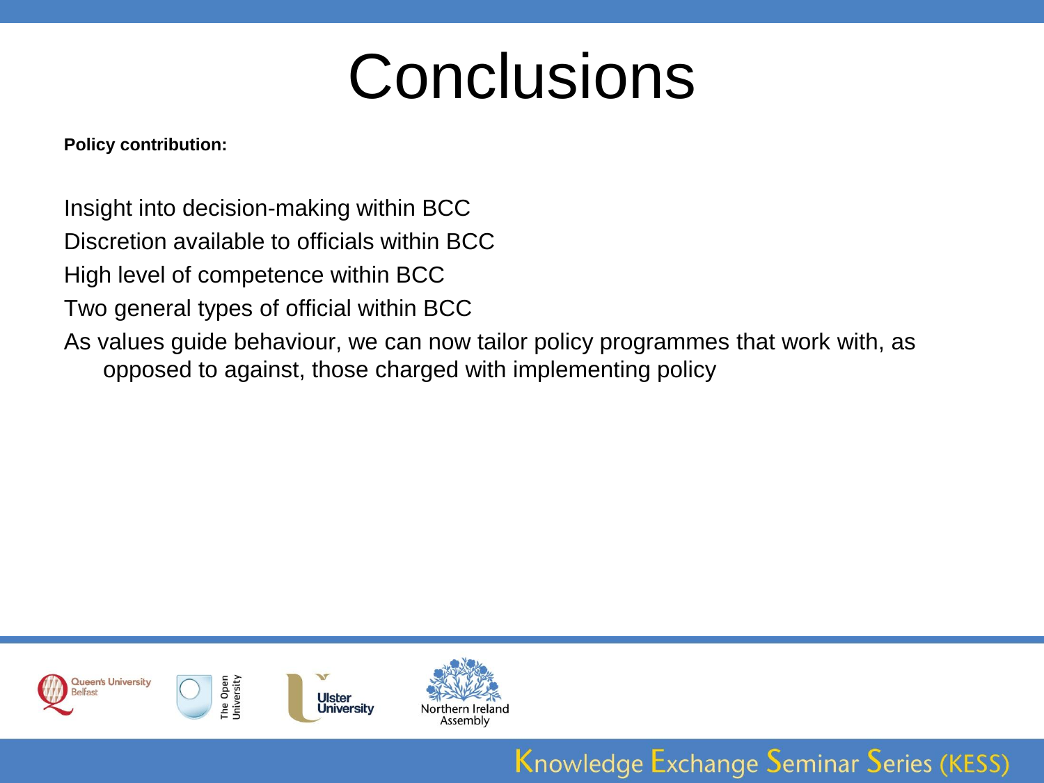# Conclusions

**Policy contribution:**

Insight into decision-making within BCC

Discretion available to officials within BCC

High level of competence within BCC

Two general types of official within BCC

As values guide behaviour, we can now tailor policy programmes that work with, as opposed to against, those charged with implementing policy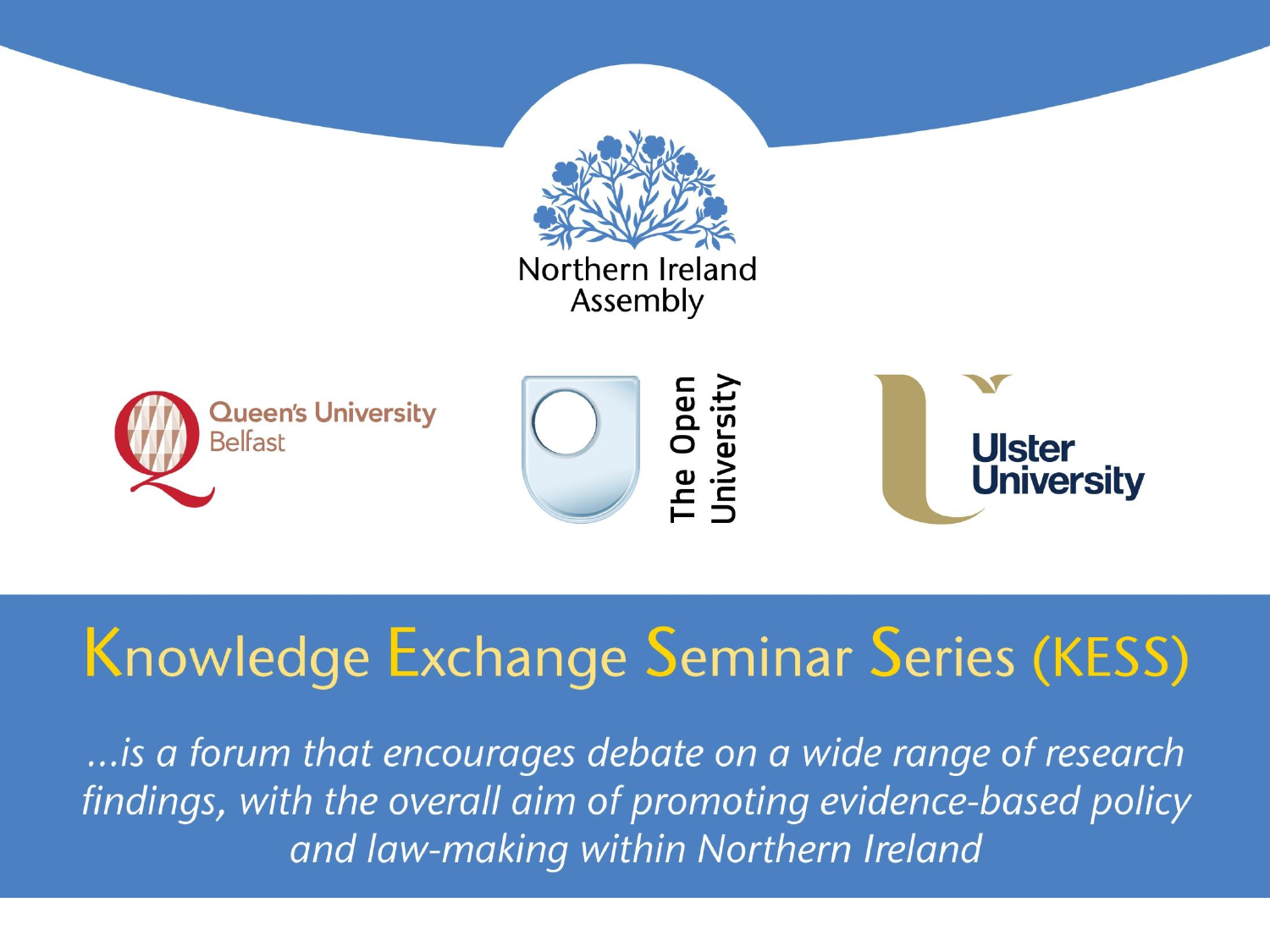Northern Ireland Assembly

Queen's University Belfast

The Open University

Ulster University

# Knowledge Exchange Seminar Series (KESS)

*...is a forum that encourages debate on a wide range of research findings, with the overall aim of promoting evidence-based policy and law-making within Northern Ireland*